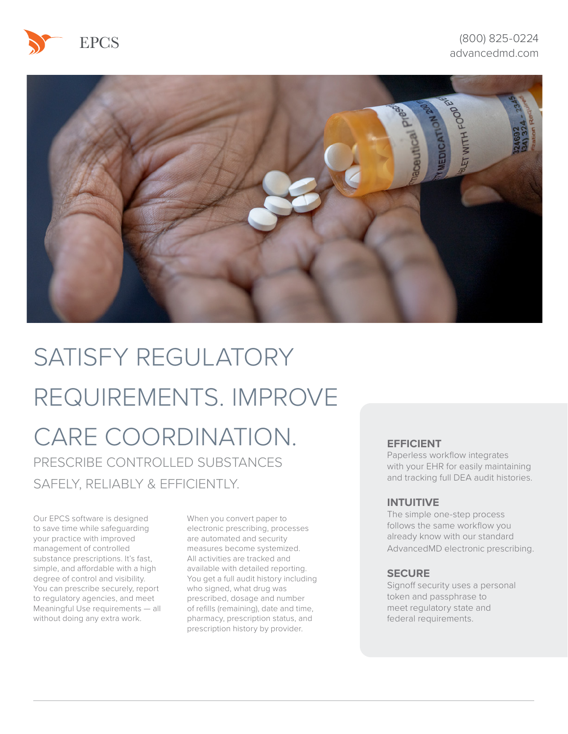EPCS

(800) 825-0224
advancedmd.com

# SATISFY REGULATORY REQUIREMENTS. IMPROVE CARE COORDINATION.

## PRESCRIBE CONTROLLED SUBSTANCES SAFELY, RELIABLY & EFFICIENTLY.

Our EPCS software is designed to save time while safeguarding your practice with improved management of controlled substance prescriptions. It's fast, simple, and affordable with a high degree of control and visibility. You can prescribe securely, report to regulatory agencies, and meet Meaningful Use requirements — all without doing any extra work.

When you convert paper to electronic prescribing, processes are automated and security measures become systemized. All activities are tracked and available with detailed reporting. You get a full audit history including who signed, what drug was prescribed, dosage and number of refills (remaining), date and time, pharmacy, prescription status, and prescription history by provider.

### EFFICIENT

Paperless workflow integrates with your EHR for easily maintaining and tracking full DEA audit histories.

### INTUITIVE

The simple one-step process follows the same workflow you already know with our standard AdvancedMD electronic prescribing.

### SECURE

Signoff security uses a personal token and passphrase to meet regulatory state and federal requirements.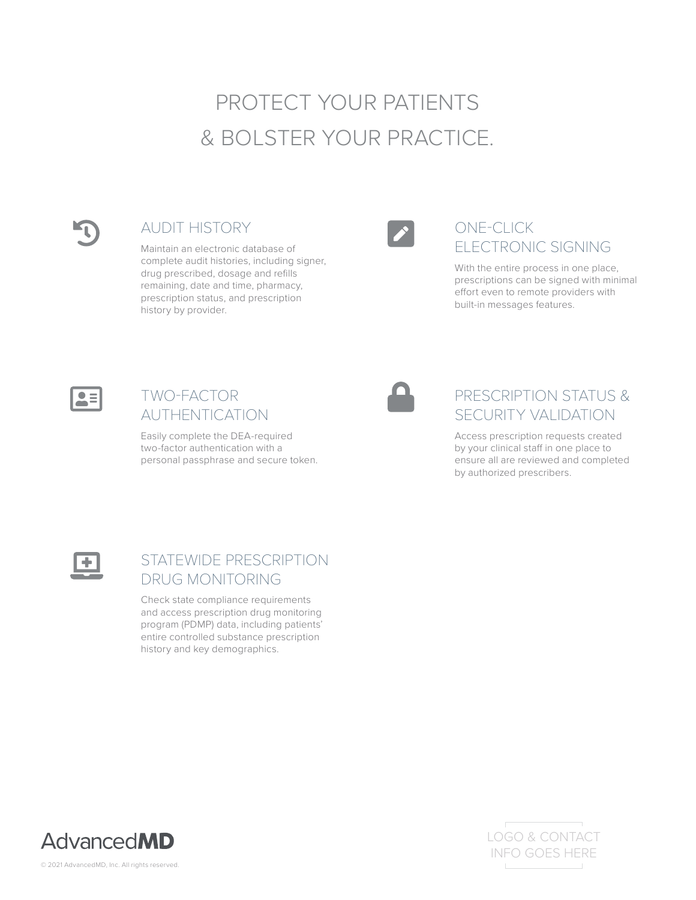# PROTECT YOUR PATIENTS & BOLSTER YOUR PRACTICE.

## AUDIT HISTORY

Maintain an electronic database of complete audit histories, including signer, drug prescribed, dosage and refills remaining, date and time, pharmacy, prescription status, and prescription history by provider.

## ONE-CLICK ELECTRONIC SIGNING

With the entire process in one place, prescriptions can be signed with minimal effort even to remote providers with built-in messages features.

## TWO-FACTOR AUTHENTICATION

Easily complete the DEA-required two-factor authentication with a personal passphrase and secure token.

## PRESCRIPTION STATUS & SECURITY VALIDATION

Access prescription requests created by your clinical staff in one place to ensure all are reviewed and completed by authorized prescribers.

## STATEWIDE PRESCRIPTION DRUG MONITORING

Check state compliance requirements and access prescription drug monitoring program (PDMP) data, including patients' entire controlled substance prescription history and key demographics.

AdvancedMD

© 2021 AdvancedMD, Inc. All rights reserved.

LOGO & CONTACT INFO GOES HERE